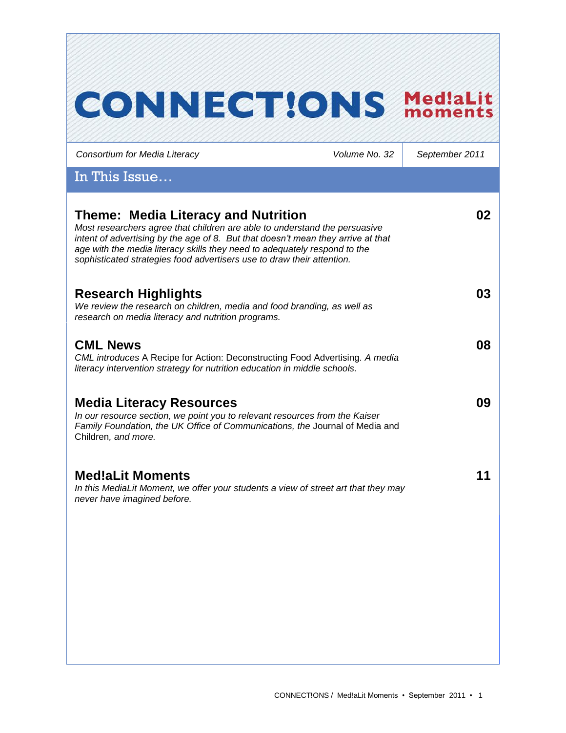# CONNECT!ONS Med!aLit moments

*Consortium for Media Literacy* | *Volume No. 32* | *September 2011*

## In This Issue…

### Theme: Media Literacy and Nutrition — 02

*Most researchers agree that children are able to understand the persuasive intent of advertising by the age of 8. But that doesn't mean they arrive at that age with the media literacy skills they need to adequately respond to the sophisticated strategies food advertisers use to draw their attention.*

### Research Highlights — 03

*We review the research on children, media and food branding, as well as research on media literacy and nutrition programs.*

### CML News — 08

*CML introduces* A Recipe for Action: Deconstructing Food Advertising. *A media literacy intervention strategy for nutrition education in middle schools.*

### Media Literacy Resources — 09

*In our resource section, we point you to relevant resources from the Kaiser Family Foundation, the UK Office of Communications, the* Journal of Media and Children*, and more.*

### Med!aLit Moments — 11

*In this MediaLit Moment, we offer your students a view of street art that they may never have imagined before.*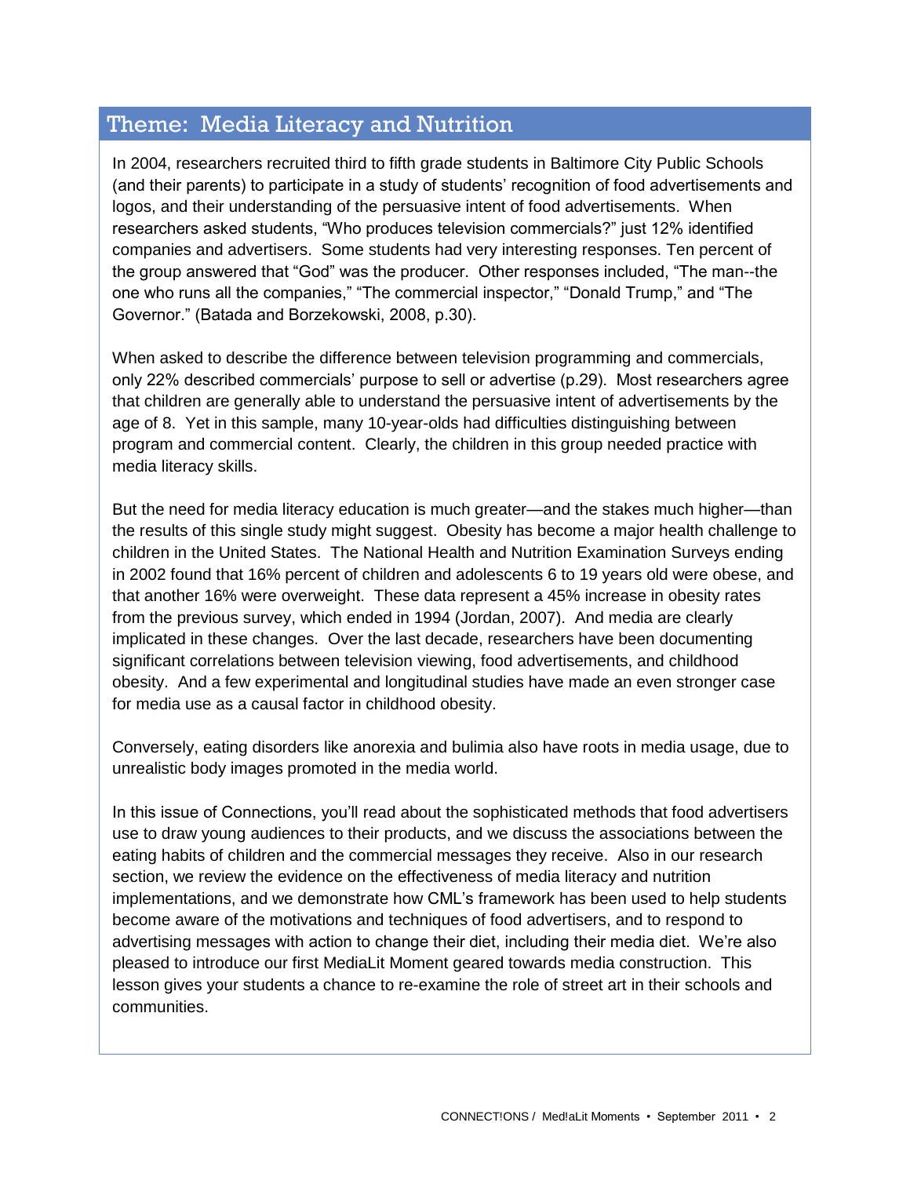## Theme: Media Literacy and Nutrition

In 2004, researchers recruited third to fifth grade students in Baltimore City Public Schools (and their parents) to participate in a study of students' recognition of food advertisements and logos, and their understanding of the persuasive intent of food advertisements. When researchers asked students, "Who produces television commercials?" just 12% identified companies and advertisers. Some students had very interesting responses. Ten percent of the group answered that "God" was the producer. Other responses included, "The man--the one who runs all the companies," "The commercial inspector," "Donald Trump," and "The Governor." (Batada and Borzekowski, 2008, p.30).

When asked to describe the difference between television programming and commercials, only 22% described commercials' purpose to sell or advertise (p.29). Most researchers agree that children are generally able to understand the persuasive intent of advertisements by the age of 8. Yet in this sample, many 10-year-olds had difficulties distinguishing between program and commercial content. Clearly, the children in this group needed practice with media literacy skills.

But the need for media literacy education is much greater—and the stakes much higher—than the results of this single study might suggest. Obesity has become a major health challenge to children in the United States. The National Health and Nutrition Examination Surveys ending in 2002 found that 16% percent of children and adolescents 6 to 19 years old were obese, and that another 16% were overweight. These data represent a 45% increase in obesity rates from the previous survey, which ended in 1994 (Jordan, 2007). And media are clearly implicated in these changes. Over the last decade, researchers have been documenting significant correlations between television viewing, food advertisements, and childhood obesity. And a few experimental and longitudinal studies have made an even stronger case for media use as a causal factor in childhood obesity.

Conversely, eating disorders like anorexia and bulimia also have roots in media usage, due to unrealistic body images promoted in the media world.

In this issue of Connections, you'll read about the sophisticated methods that food advertisers use to draw young audiences to their products, and we discuss the associations between the eating habits of children and the commercial messages they receive. Also in our research section, we review the evidence on the effectiveness of media literacy and nutrition implementations, and we demonstrate how CML's framework has been used to help students become aware of the motivations and techniques of food advertisers, and to respond to advertising messages with action to change their diet, including their media diet. We're also pleased to introduce our first MediaLit Moment geared towards media construction. This lesson gives your students a chance to re-examine the role of street art in their schools and communities.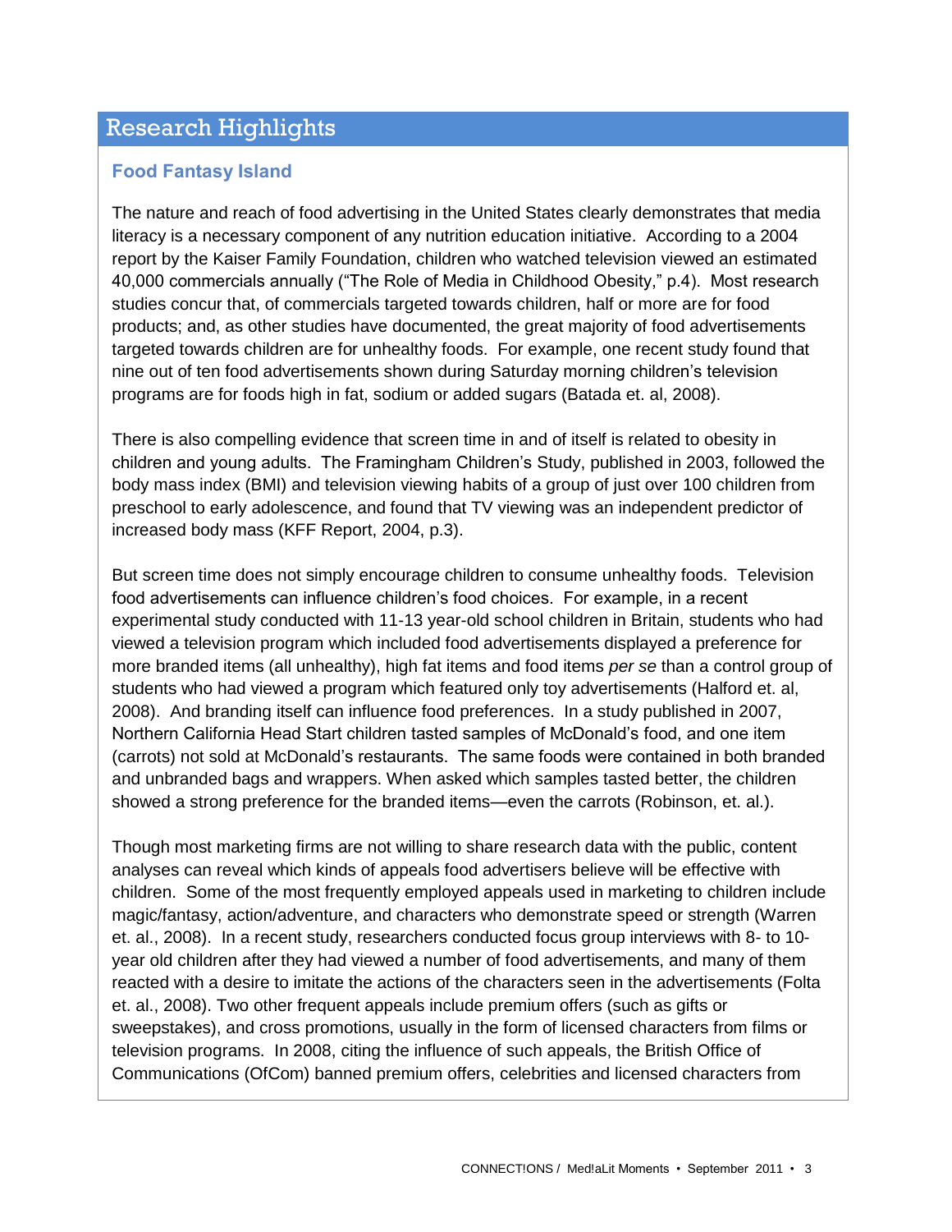## Research Highlights

### Food Fantasy Island

The nature and reach of food advertising in the United States clearly demonstrates that media literacy is a necessary component of any nutrition education initiative. According to a 2004 report by the Kaiser Family Foundation, children who watched television viewed an estimated 40,000 commercials annually ("The Role of Media in Childhood Obesity," p.4). Most research studies concur that, of commercials targeted towards children, half or more are for food products; and, as other studies have documented, the great majority of food advertisements targeted towards children are for unhealthy foods. For example, one recent study found that nine out of ten food advertisements shown during Saturday morning children's television programs are for foods high in fat, sodium or added sugars (Batada et. al, 2008).

There is also compelling evidence that screen time in and of itself is related to obesity in children and young adults. The Framingham Children's Study, published in 2003, followed the body mass index (BMI) and television viewing habits of a group of just over 100 children from preschool to early adolescence, and found that TV viewing was an independent predictor of increased body mass (KFF Report, 2004, p.3).

But screen time does not simply encourage children to consume unhealthy foods. Television food advertisements can influence children's food choices. For example, in a recent experimental study conducted with 11-13 year-old school children in Britain, students who had viewed a television program which included food advertisements displayed a preference for more branded items (all unhealthy), high fat items and food items *per se* than a control group of students who had viewed a program which featured only toy advertisements (Halford et. al, 2008). And branding itself can influence food preferences. In a study published in 2007, Northern California Head Start children tasted samples of McDonald's food, and one item (carrots) not sold at McDonald's restaurants. The same foods were contained in both branded and unbranded bags and wrappers. When asked which samples tasted better, the children showed a strong preference for the branded items—even the carrots (Robinson, et. al.).

Though most marketing firms are not willing to share research data with the public, content analyses can reveal which kinds of appeals food advertisers believe will be effective with children. Some of the most frequently employed appeals used in marketing to children include magic/fantasy, action/adventure, and characters who demonstrate speed or strength (Warren et. al., 2008). In a recent study, researchers conducted focus group interviews with 8- to 10-year old children after they had viewed a number of food advertisements, and many of them reacted with a desire to imitate the actions of the characters seen in the advertisements (Folta et. al., 2008). Two other frequent appeals include premium offers (such as gifts or sweepstakes), and cross promotions, usually in the form of licensed characters from films or television programs. In 2008, citing the influence of such appeals, the British Office of Communications (OfCom) banned premium offers, celebrities and licensed characters from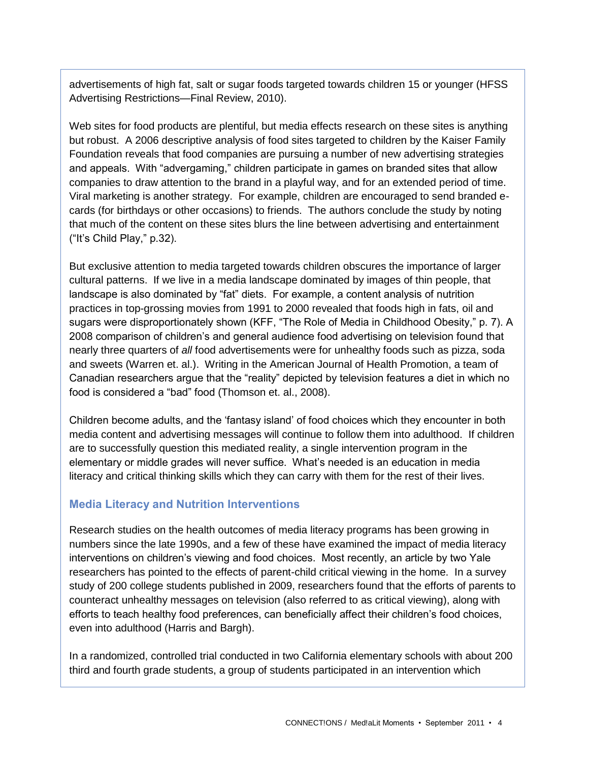advertisements of high fat, salt or sugar foods targeted towards children 15 or younger (HFSS Advertising Restrictions—Final Review, 2010).

Web sites for food products are plentiful, but media effects research on these sites is anything but robust. A 2006 descriptive analysis of food sites targeted to children by the Kaiser Family Foundation reveals that food companies are pursuing a number of new advertising strategies and appeals. With "advergaming," children participate in games on branded sites that allow companies to draw attention to the brand in a playful way, and for an extended period of time. Viral marketing is another strategy. For example, children are encouraged to send branded e-cards (for birthdays or other occasions) to friends. The authors conclude the study by noting that much of the content on these sites blurs the line between advertising and entertainment ("It's Child Play," p.32).

But exclusive attention to media targeted towards children obscures the importance of larger cultural patterns. If we live in a media landscape dominated by images of thin people, that landscape is also dominated by "fat" diets. For example, a content analysis of nutrition practices in top-grossing movies from 1991 to 2000 revealed that foods high in fats, oil and sugars were disproportionately shown (KFF, "The Role of Media in Childhood Obesity," p. 7). A 2008 comparison of children's and general audience food advertising on television found that nearly three quarters of *all* food advertisements were for unhealthy foods such as pizza, soda and sweets (Warren et. al.). Writing in the American Journal of Health Promotion, a team of Canadian researchers argue that the "reality" depicted by television features a diet in which no food is considered a "bad" food (Thomson et. al., 2008).

Children become adults, and the 'fantasy island' of food choices which they encounter in both media content and advertising messages will continue to follow them into adulthood. If children are to successfully question this mediated reality, a single intervention program in the elementary or middle grades will never suffice. What's needed is an education in media literacy and critical thinking skills which they can carry with them for the rest of their lives.

## Media Literacy and Nutrition Interventions

Research studies on the health outcomes of media literacy programs has been growing in numbers since the late 1990s, and a few of these have examined the impact of media literacy interventions on children's viewing and food choices. Most recently, an article by two Yale researchers has pointed to the effects of parent-child critical viewing in the home. In a survey study of 200 college students published in 2009, researchers found that the efforts of parents to counteract unhealthy messages on television (also referred to as critical viewing), along with efforts to teach healthy food preferences, can beneficially affect their children's food choices, even into adulthood (Harris and Bargh).

In a randomized, controlled trial conducted in two California elementary schools with about 200 third and fourth grade students, a group of students participated in an intervention which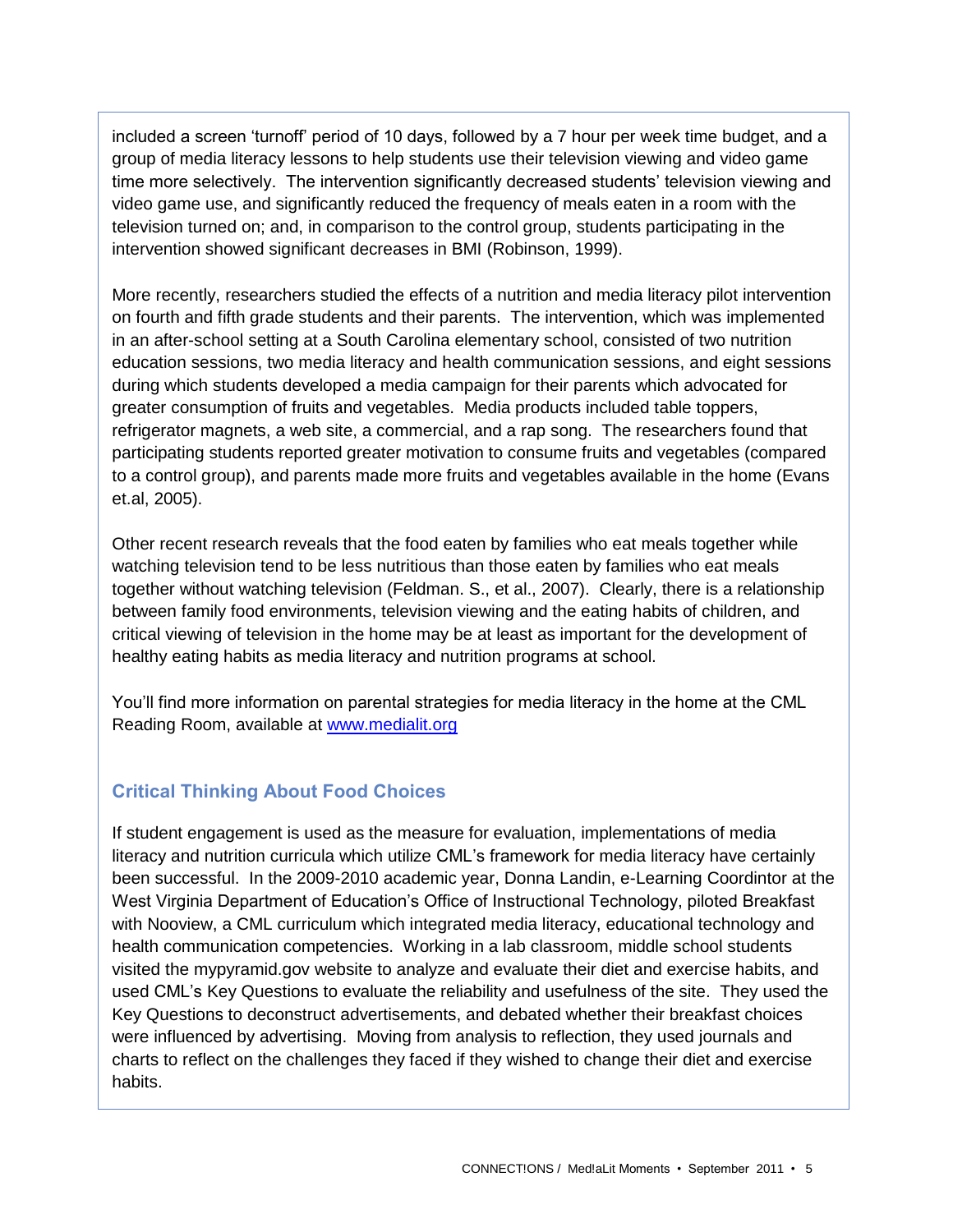included a screen 'turnoff' period of 10 days, followed by a 7 hour per week time budget, and a group of media literacy lessons to help students use their television viewing and video game time more selectively. The intervention significantly decreased students' television viewing and video game use, and significantly reduced the frequency of meals eaten in a room with the television turned on; and, in comparison to the control group, students participating in the intervention showed significant decreases in BMI (Robinson, 1999).

More recently, researchers studied the effects of a nutrition and media literacy pilot intervention on fourth and fifth grade students and their parents. The intervention, which was implemented in an after-school setting at a South Carolina elementary school, consisted of two nutrition education sessions, two media literacy and health communication sessions, and eight sessions during which students developed a media campaign for their parents which advocated for greater consumption of fruits and vegetables. Media products included table toppers, refrigerator magnets, a web site, a commercial, and a rap song. The researchers found that participating students reported greater motivation to consume fruits and vegetables (compared to a control group), and parents made more fruits and vegetables available in the home (Evans et.al, 2005).

Other recent research reveals that the food eaten by families who eat meals together while watching television tend to be less nutritious than those eaten by families who eat meals together without watching television (Feldman. S., et al., 2007). Clearly, there is a relationship between family food environments, television viewing and the eating habits of children, and critical viewing of television in the home may be at least as important for the development of healthy eating habits as media literacy and nutrition programs at school.

You'll find more information on parental strategies for media literacy in the home at the CML Reading Room, available at [www.medialit.org](http://www.medialit.org)

### Critical Thinking About Food Choices

If student engagement is used as the measure for evaluation, implementations of media literacy and nutrition curricula which utilize CML's framework for media literacy have certainly been successful. In the 2009-2010 academic year, Donna Landin, e-Learning Coordintor at the West Virginia Department of Education's Office of Instructional Technology, piloted Breakfast with Nooview, a CML curriculum which integrated media literacy, educational technology and health communication competencies. Working in a lab classroom, middle school students visited the mypyramid.gov website to analyze and evaluate their diet and exercise habits, and used CML's Key Questions to evaluate the reliability and usefulness of the site. They used the Key Questions to deconstruct advertisements, and debated whether their breakfast choices were influenced by advertising. Moving from analysis to reflection, they used journals and charts to reflect on the challenges they faced if they wished to change their diet and exercise habits.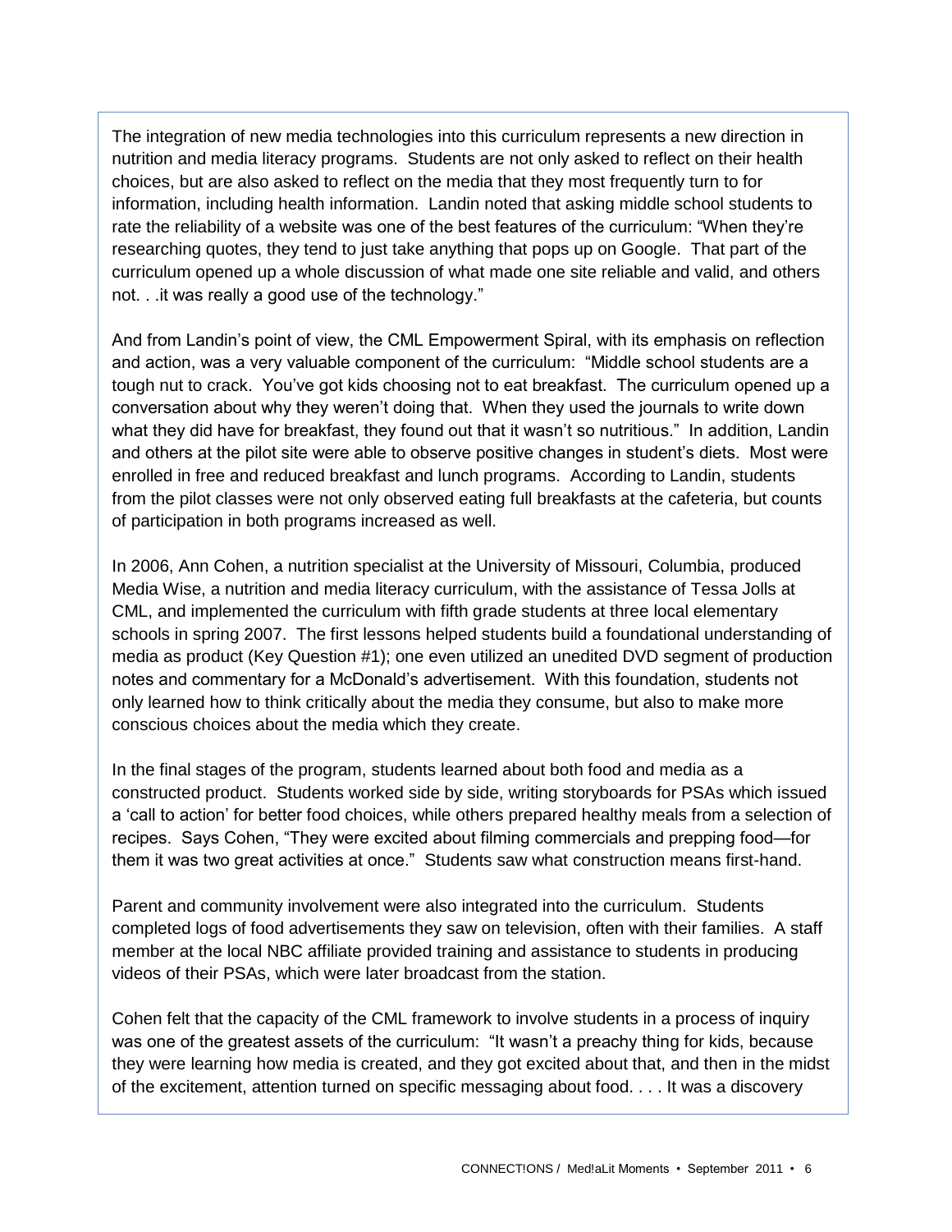The integration of new media technologies into this curriculum represents a new direction in nutrition and media literacy programs. Students are not only asked to reflect on their health choices, but are also asked to reflect on the media that they most frequently turn to for information, including health information. Landin noted that asking middle school students to rate the reliability of a website was one of the best features of the curriculum: "When they're researching quotes, they tend to just take anything that pops up on Google. That part of the curriculum opened up a whole discussion of what made one site reliable and valid, and others not. . .it was really a good use of the technology."

And from Landin's point of view, the CML Empowerment Spiral, with its emphasis on reflection and action, was a very valuable component of the curriculum: "Middle school students are a tough nut to crack. You've got kids choosing not to eat breakfast. The curriculum opened up a conversation about why they weren't doing that. When they used the journals to write down what they did have for breakfast, they found out that it wasn't so nutritious." In addition, Landin and others at the pilot site were able to observe positive changes in student's diets. Most were enrolled in free and reduced breakfast and lunch programs. According to Landin, students from the pilot classes were not only observed eating full breakfasts at the cafeteria, but counts of participation in both programs increased as well.

In 2006, Ann Cohen, a nutrition specialist at the University of Missouri, Columbia, produced Media Wise, a nutrition and media literacy curriculum, with the assistance of Tessa Jolls at CML, and implemented the curriculum with fifth grade students at three local elementary schools in spring 2007. The first lessons helped students build a foundational understanding of media as product (Key Question #1); one even utilized an unedited DVD segment of production notes and commentary for a McDonald's advertisement. With this foundation, students not only learned how to think critically about the media they consume, but also to make more conscious choices about the media which they create.

In the final stages of the program, students learned about both food and media as a constructed product. Students worked side by side, writing storyboards for PSAs which issued a 'call to action' for better food choices, while others prepared healthy meals from a selection of recipes. Says Cohen, "They were excited about filming commercials and prepping food—for them it was two great activities at once." Students saw what construction means first-hand.

Parent and community involvement were also integrated into the curriculum. Students completed logs of food advertisements they saw on television, often with their families. A staff member at the local NBC affiliate provided training and assistance to students in producing videos of their PSAs, which were later broadcast from the station.

Cohen felt that the capacity of the CML framework to involve students in a process of inquiry was one of the greatest assets of the curriculum: "It wasn't a preachy thing for kids, because they were learning how media is created, and they got excited about that, and then in the midst of the excitement, attention turned on specific messaging about food. . . . It was a discovery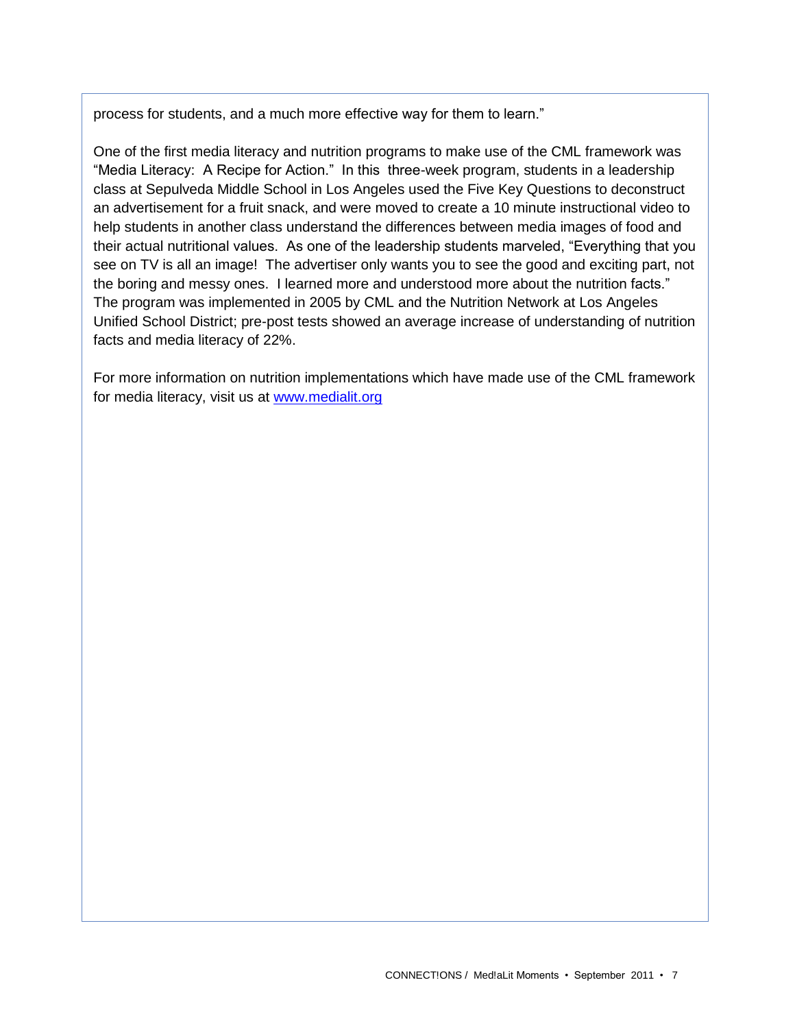process for students, and a much more effective way for them to learn."

One of the first media literacy and nutrition programs to make use of the CML framework was "Media Literacy: A Recipe for Action." In this three-week program, students in a leadership class at Sepulveda Middle School in Los Angeles used the Five Key Questions to deconstruct an advertisement for a fruit snack, and were moved to create a 10 minute instructional video to help students in another class understand the differences between media images of food and their actual nutritional values. As one of the leadership students marveled, "Everything that you see on TV is all an image! The advertiser only wants you to see the good and exciting part, not the boring and messy ones. I learned more and understood more about the nutrition facts." The program was implemented in 2005 by CML and the Nutrition Network at Los Angeles Unified School District; pre-post tests showed an average increase of understanding of nutrition facts and media literacy of 22%.

For more information on nutrition implementations which have made use of the CML framework for media literacy, visit us at [www.medialit.org](http://www.medialit.org)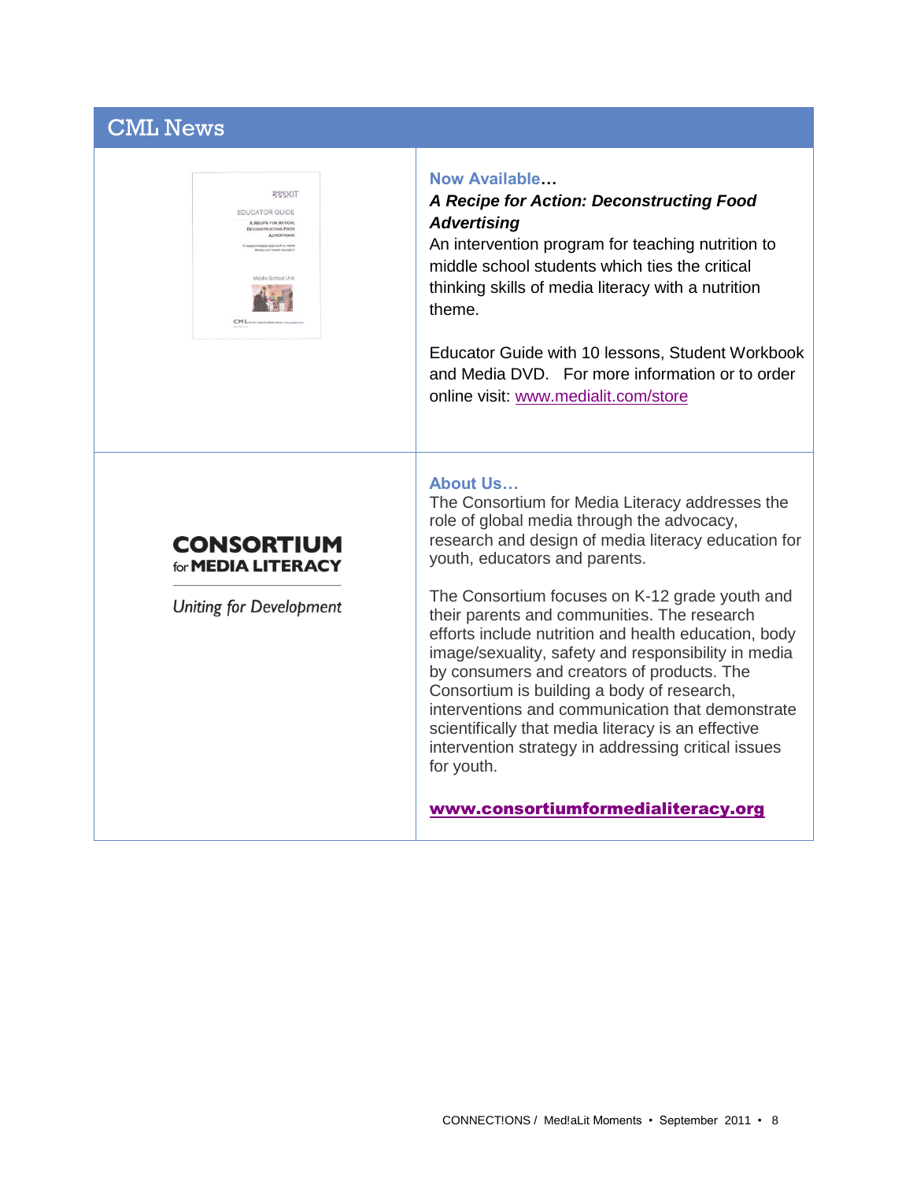# CML News

**Now Available…**

***A Recipe for Action: Deconstructing Food Advertising***

An intervention program for teaching nutrition to middle school students which ties the critical thinking skills of media literacy with a nutrition theme.

Educator Guide with 10 lessons, Student Workbook and Media DVD. For more information or to order online visit: [www.medialit.com/store](www.medialit.com/store)

**CONSORTIUM for MEDIA LITERACY**

*Uniting for Development*

**About Us…**

The Consortium for Media Literacy addresses the role of global media through the advocacy, research and design of media literacy education for youth, educators and parents.

The Consortium focuses on K-12 grade youth and their parents and communities. The research efforts include nutrition and health education, body image/sexuality, safety and responsibility in media by consumers and creators of products. The Consortium is building a body of research, interventions and communication that demonstrate scientifically that media literacy is an effective intervention strategy in addressing critical issues for youth.

**[www.consortiumformedialiteracy.org](www.consortiumformedialiteracy.org)**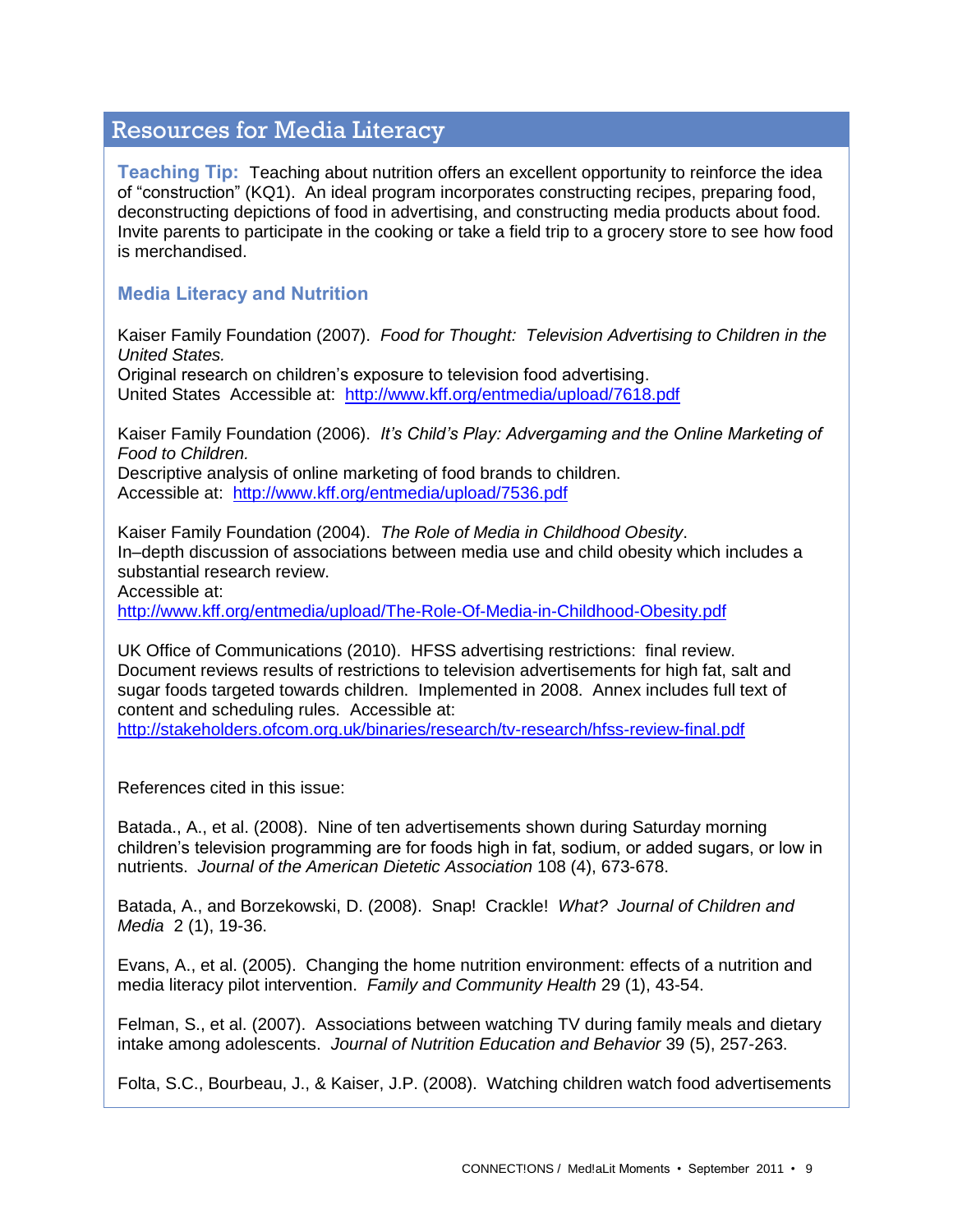## Resources for Media Literacy

**Teaching Tip:** Teaching about nutrition offers an excellent opportunity to reinforce the idea of "construction" (KQ1). An ideal program incorporates constructing recipes, preparing food, deconstructing depictions of food in advertising, and constructing media products about food. Invite parents to participate in the cooking or take a field trip to a grocery store to see how food is merchandised.

### Media Literacy and Nutrition

Kaiser Family Foundation (2007). *Food for Thought: Television Advertising to Children in the United States.*
Original research on children's exposure to television food advertising.
United States Accessible at: http://www.kff.org/entmedia/upload/7618.pdf

Kaiser Family Foundation (2006). *It's Child's Play: Advergaming and the Online Marketing of Food to Children.*
Descriptive analysis of online marketing of food brands to children.
Accessible at: http://www.kff.org/entmedia/upload/7536.pdf

Kaiser Family Foundation (2004). *The Role of Media in Childhood Obesity*.
In–depth discussion of associations between media use and child obesity which includes a substantial research review.
Accessible at:
http://www.kff.org/entmedia/upload/The-Role-Of-Media-in-Childhood-Obesity.pdf

UK Office of Communications (2010). HFSS advertising restrictions: final review.
Document reviews results of restrictions to television advertisements for high fat, salt and sugar foods targeted towards children. Implemented in 2008. Annex includes full text of content and scheduling rules. Accessible at:
http://stakeholders.ofcom.org.uk/binaries/research/tv-research/hfss-review-final.pdf

References cited in this issue:

Batada., A., et al. (2008). Nine of ten advertisements shown during Saturday morning children's television programming are for foods high in fat, sodium, or added sugars, or low in nutrients. *Journal of the American Dietetic Association* 108 (4), 673-678.

Batada, A., and Borzekowski, D. (2008). Snap! Crackle! *What? Journal of Children and Media* 2 (1), 19-36.

Evans, A., et al. (2005). Changing the home nutrition environment: effects of a nutrition and media literacy pilot intervention. *Family and Community Health* 29 (1), 43-54.

Felman, S., et al. (2007). Associations between watching TV during family meals and dietary intake among adolescents. *Journal of Nutrition Education and Behavior* 39 (5), 257-263.

Folta, S.C., Bourbeau, J., & Kaiser, J.P. (2008). Watching children watch food advertisements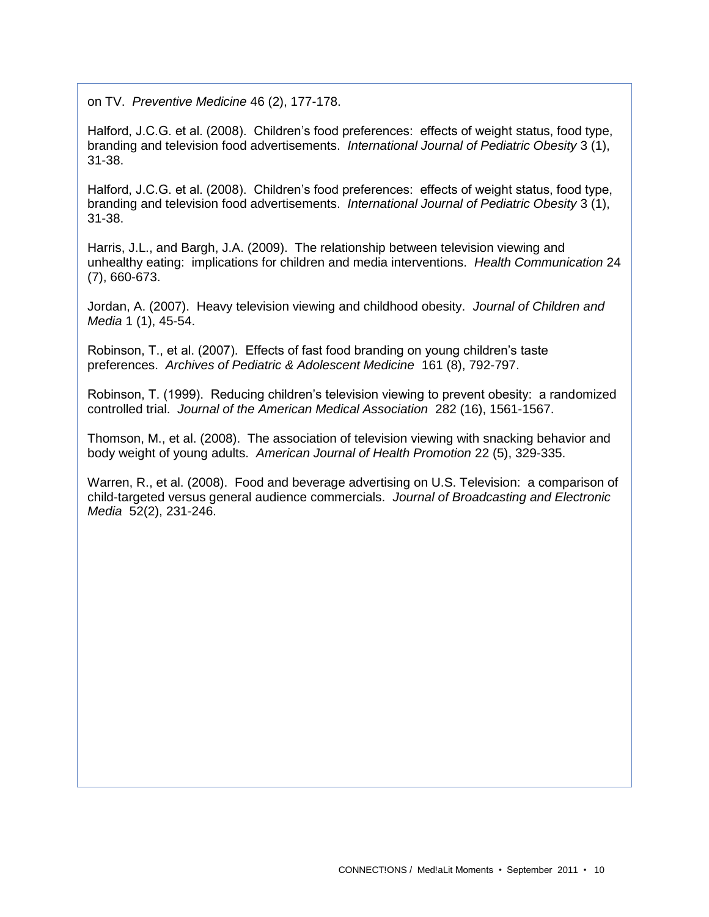on TV. *Preventive Medicine* 46 (2), 177-178.

Halford, J.C.G. et al. (2008). Children's food preferences: effects of weight status, food type, branding and television food advertisements. *International Journal of Pediatric Obesity* 3 (1), 31-38.

Halford, J.C.G. et al. (2008). Children's food preferences: effects of weight status, food type, branding and television food advertisements. *International Journal of Pediatric Obesity* 3 (1), 31-38.

Harris, J.L., and Bargh, J.A. (2009). The relationship between television viewing and unhealthy eating: implications for children and media interventions. *Health Communication* 24 (7), 660-673.

Jordan, A. (2007). Heavy television viewing and childhood obesity. *Journal of Children and Media* 1 (1), 45-54.

Robinson, T., et al. (2007). Effects of fast food branding on young children's taste preferences. *Archives of Pediatric & Adolescent Medicine* 161 (8), 792-797.

Robinson, T. (1999). Reducing children's television viewing to prevent obesity: a randomized controlled trial. *Journal of the American Medical Association* 282 (16), 1561-1567.

Thomson, M., et al. (2008). The association of television viewing with snacking behavior and body weight of young adults. *American Journal of Health Promotion* 22 (5), 329-335.

Warren, R., et al. (2008). Food and beverage advertising on U.S. Television: a comparison of child-targeted versus general audience commercials. *Journal of Broadcasting and Electronic Media* 52(2), 231-246.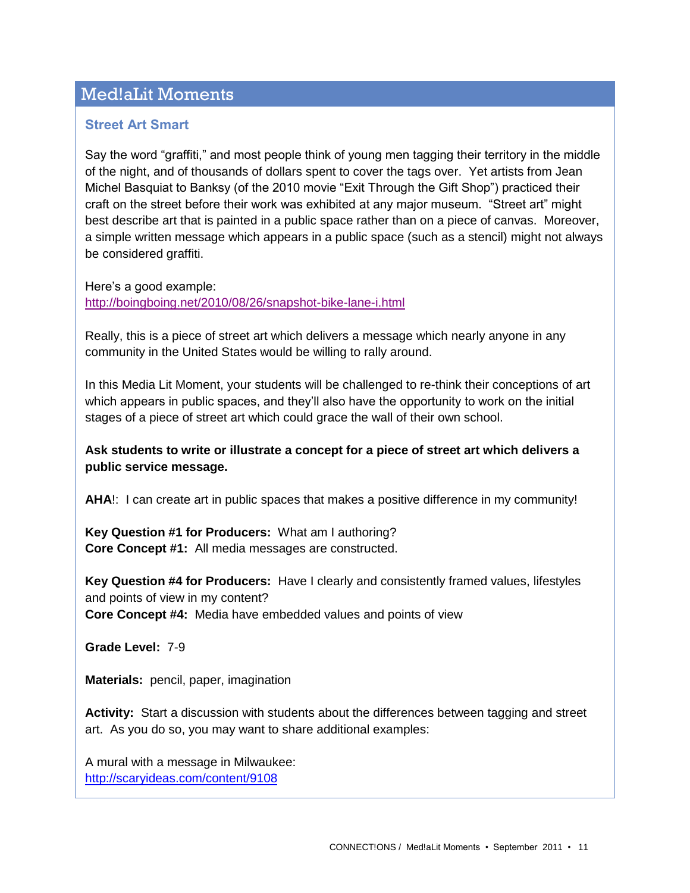## Med!aLit Moments

### Street Art Smart

Say the word "graffiti," and most people think of young men tagging their territory in the middle of the night, and of thousands of dollars spent to cover the tags over. Yet artists from Jean Michel Basquiat to Banksy (of the 2010 movie "Exit Through the Gift Shop") practiced their craft on the street before their work was exhibited at any major museum. "Street art" might best describe art that is painted in a public space rather than on a piece of canvas. Moreover, a simple written message which appears in a public space (such as a stencil) might not always be considered graffiti.

Here's a good example:
http://boingboing.net/2010/08/26/snapshot-bike-lane-i.html

Really, this is a piece of street art which delivers a message which nearly anyone in any community in the United States would be willing to rally around.

In this Media Lit Moment, your students will be challenged to re-think their conceptions of art which appears in public spaces, and they'll also have the opportunity to work on the initial stages of a piece of street art which could grace the wall of their own school.

**Ask students to write or illustrate a concept for a piece of street art which delivers a public service message.**

**AHA**!: I can create art in public spaces that makes a positive difference in my community!

**Key Question #1 for Producers:** What am I authoring?
**Core Concept #1:** All media messages are constructed.

**Key Question #4 for Producers:** Have I clearly and consistently framed values, lifestyles and points of view in my content?
**Core Concept #4:** Media have embedded values and points of view

**Grade Level:** 7-9

**Materials:** pencil, paper, imagination

**Activity:** Start a discussion with students about the differences between tagging and street art. As you do so, you may want to share additional examples:

A mural with a message in Milwaukee:
http://scaryideas.com/content/9108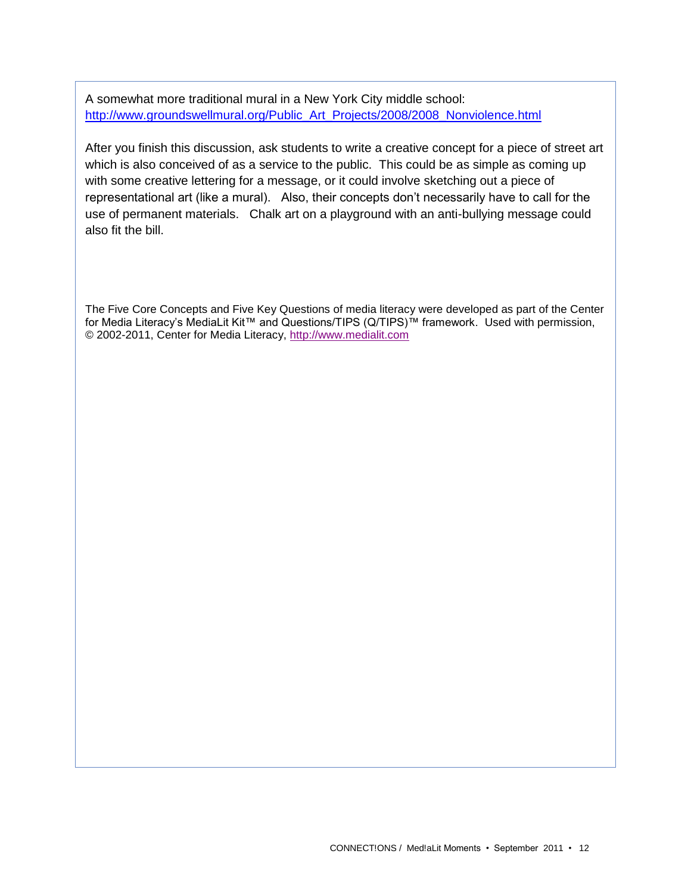A somewhat more traditional mural in a New York City middle school:
http://www.groundswellmural.org/Public_Art_Projects/2008/2008_Nonviolence.html

After you finish this discussion, ask students to write a creative concept for a piece of street art which is also conceived of as a service to the public. This could be as simple as coming up with some creative lettering for a message, or it could involve sketching out a piece of representational art (like a mural). Also, their concepts don't necessarily have to call for the use of permanent materials. Chalk art on a playground with an anti-bullying message could also fit the bill.

The Five Core Concepts and Five Key Questions of media literacy were developed as part of the Center for Media Literacy's MediaLit Kit™ and Questions/TIPS (Q/TIPS)™ framework. Used with permission, © 2002-2011, Center for Media Literacy, http://www.medialit.com